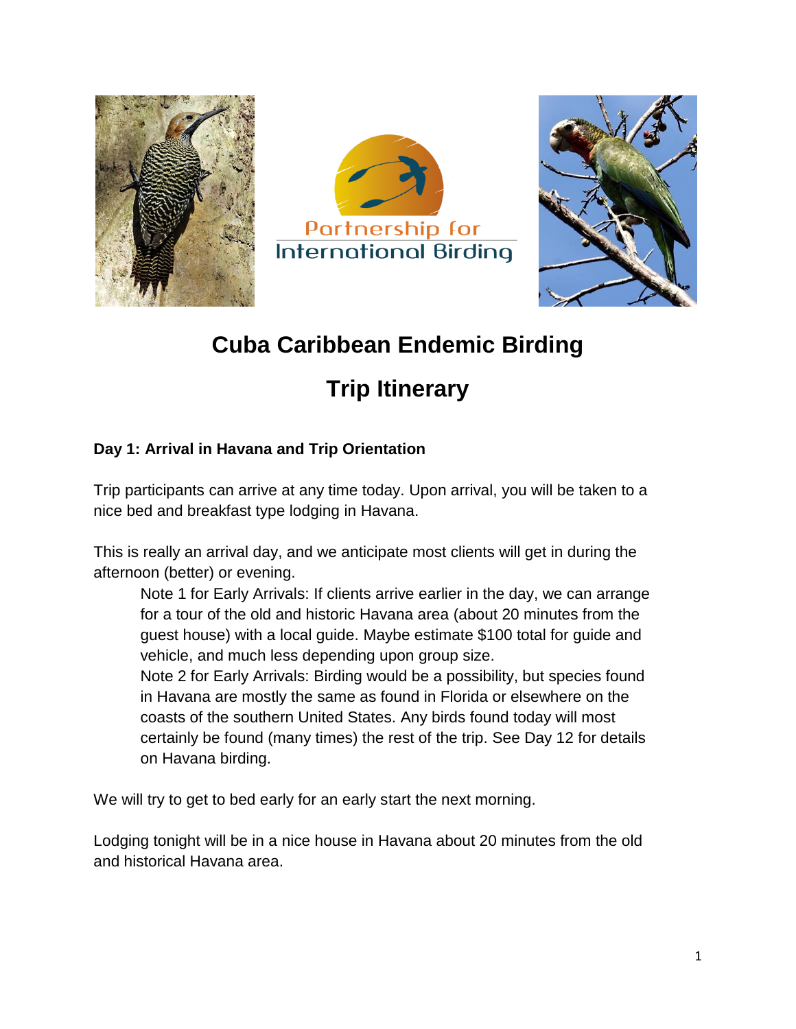Partnership for International Birding

# Cuba Caribbean Endemic Birding

# Trip Itinerary

### Day 1: Arrival in Havana and Trip Orientation

Trip participants can arrive at any time today. Upon arrival, you will be taken to a nice bed and breakfast type lodging in Havana.

This is really an arrival day, and we anticipate most clients will get in during the afternoon (better) or evening.

> Note 1 for Early Arrivals: If clients arrive earlier in the day, we can arrange for a tour of the old and historic Havana area (about 20 minutes from the guest house) with a local guide. Maybe estimate $100 total for guide and vehicle, and much less depending upon group size.
>
> Note 2 for Early Arrivals: Birding would be a possibility, but species found in Havana are mostly the same as found in Florida or elsewhere on the coasts of the southern United States. Any birds found today will most certainly be found (many times) the rest of the trip. See Day 12 for details on Havana birding.

We will try to get to bed early for an early start the next morning.

Lodging tonight will be in a nice house in Havana about 20 minutes from the old and historical Havana area.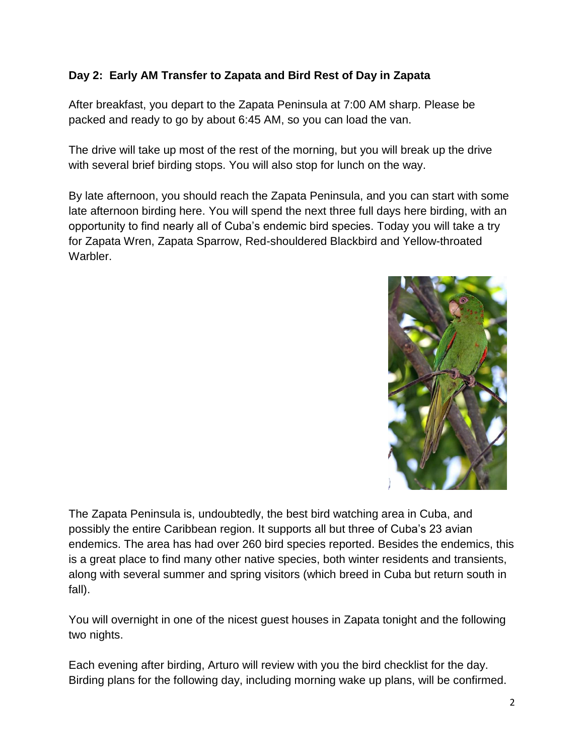**Day 2: Early AM Transfer to Zapata and Bird Rest of Day in Zapata**

After breakfast, you depart to the Zapata Peninsula at 7:00 AM sharp. Please be packed and ready to go by about 6:45 AM, so you can load the van.

The drive will take up most of the rest of the morning, but you will break up the drive with several brief birding stops. You will also stop for lunch on the way.

By late afternoon, you should reach the Zapata Peninsula, and you can start with some late afternoon birding here. You will spend the next three full days here birding, with an opportunity to find nearly all of Cuba's endemic bird species. Today you will take a try for Zapata Wren, Zapata Sparrow, Red-shouldered Blackbird and Yellow-throated Warbler.

The Zapata Peninsula is, undoubtedly, the best bird watching area in Cuba, and possibly the entire Caribbean region. It supports all but three of Cuba's 23 avian endemics. The area has had over 260 bird species reported. Besides the endemics, this is a great place to find many other native species, both winter residents and transients, along with several summer and spring visitors (which breed in Cuba but return south in fall).

You will overnight in one of the nicest guest houses in Zapata tonight and the following two nights.

Each evening after birding, Arturo will review with you the bird checklist for the day. Birding plans for the following day, including morning wake up plans, will be confirmed.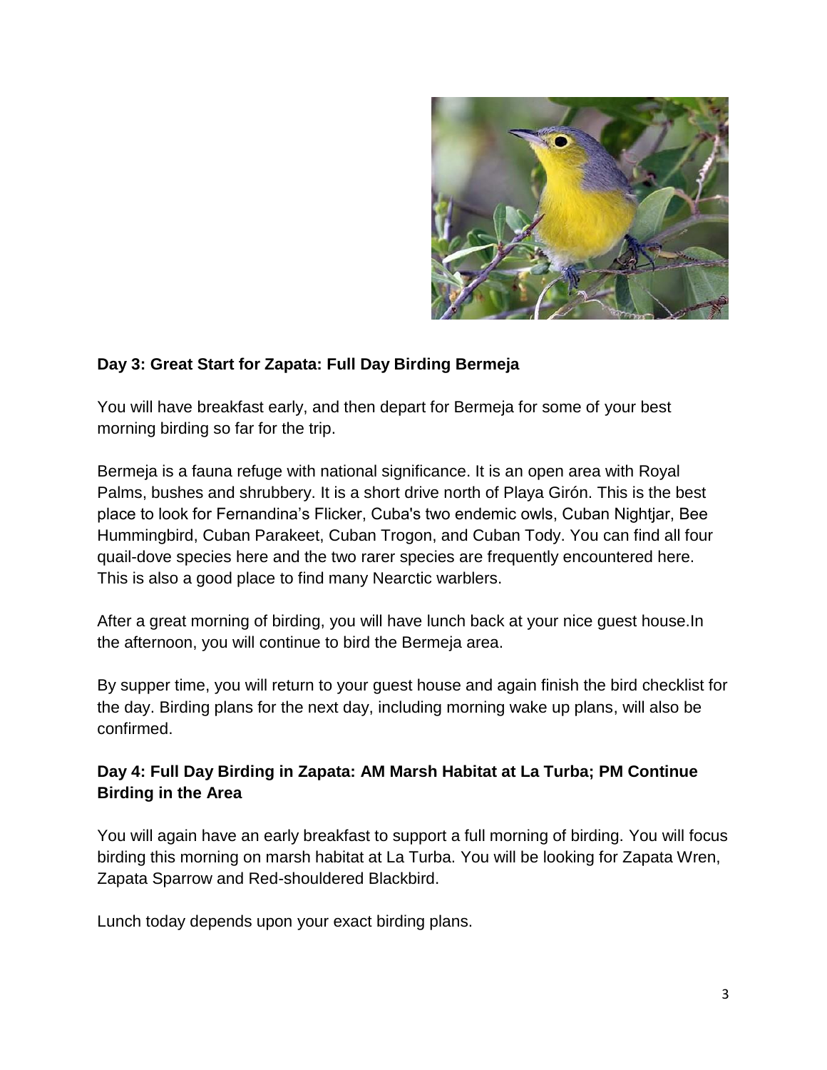**Day 3: Great Start for Zapata: Full Day Birding Bermeja**

You will have breakfast early, and then depart for Bermeja for some of your best morning birding so far for the trip.

Bermeja is a fauna refuge with national significance. It is an open area with Royal Palms, bushes and shrubbery. It is a short drive north of Playa Girón. This is the best place to look for Fernandina's Flicker, Cuba's two endemic owls, Cuban Nightjar, Bee Hummingbird, Cuban Parakeet, Cuban Trogon, and Cuban Tody. You can find all four quail-dove species here and the two rarer species are frequently encountered here. This is also a good place to find many Nearctic warblers.

After a great morning of birding, you will have lunch back at your nice guest house.In the afternoon, you will continue to bird the Bermeja area.

By supper time, you will return to your guest house and again finish the bird checklist for the day. Birding plans for the next day, including morning wake up plans, will also be confirmed.

**Day 4: Full Day Birding in Zapata: AM Marsh Habitat at La Turba; PM Continue Birding in the Area**

You will again have an early breakfast to support a full morning of birding. You will focus birding this morning on marsh habitat at La Turba. You will be looking for Zapata Wren, Zapata Sparrow and Red-shouldered Blackbird.

Lunch today depends upon your exact birding plans.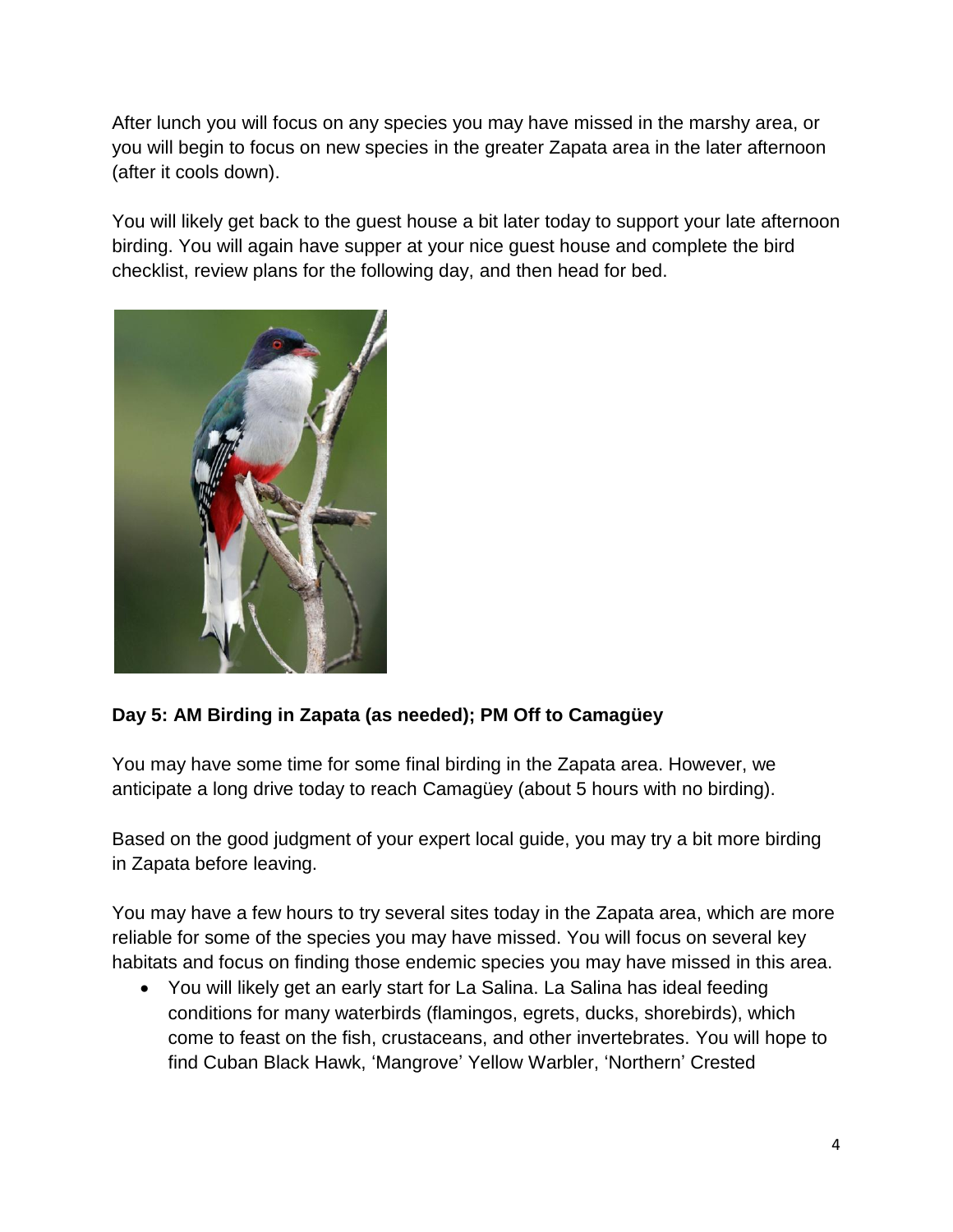After lunch you will focus on any species you may have missed in the marshy area, or you will begin to focus on new species in the greater Zapata area in the later afternoon (after it cools down).

You will likely get back to the guest house a bit later today to support your late afternoon birding. You will again have supper at your nice guest house and complete the bird checklist, review plans for the following day, and then head for bed.

**Day 5: AM Birding in Zapata (as needed); PM Off to Camagüey**

You may have some time for some final birding in the Zapata area. However, we anticipate a long drive today to reach Camagüey (about 5 hours with no birding).

Based on the good judgment of your expert local guide, you may try a bit more birding in Zapata before leaving.

You may have a few hours to try several sites today in the Zapata area, which are more reliable for some of the species you may have missed. You will focus on several key habitats and focus on finding those endemic species you may have missed in this area.

- You will likely get an early start for La Salina. La Salina has ideal feeding conditions for many waterbirds (flamingos, egrets, ducks, shorebirds), which come to feast on the fish, crustaceans, and other invertebrates. You will hope to find Cuban Black Hawk, 'Mangrove' Yellow Warbler, 'Northern' Crested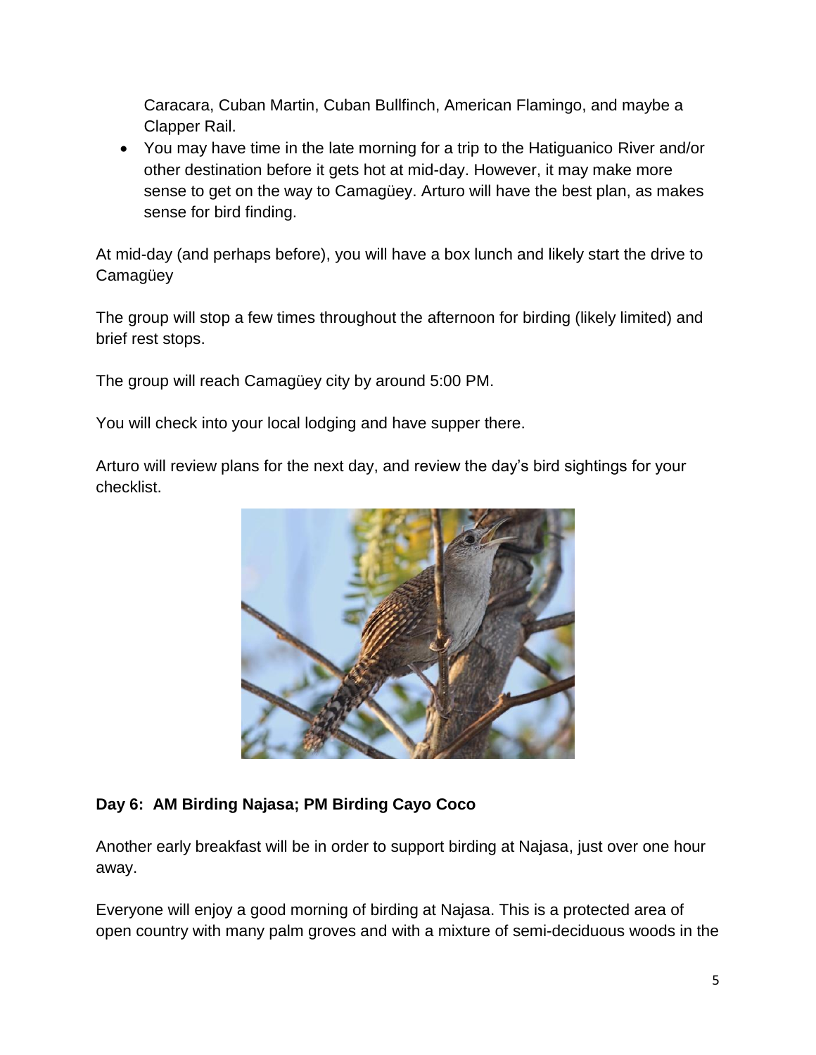Caracara, Cuban Martin, Cuban Bullfinch, American Flamingo, and maybe a Clapper Rail.

- You may have time in the late morning for a trip to the Hatiguanico River and/or other destination before it gets hot at mid-day. However, it may make more sense to get on the way to Camagüey. Arturo will have the best plan, as makes sense for bird finding.

At mid-day (and perhaps before), you will have a box lunch and likely start the drive to Camagüey

The group will stop a few times throughout the afternoon for birding (likely limited) and brief rest stops.

The group will reach Camagüey city by around 5:00 PM.

You will check into your local lodging and have supper there.

Arturo will review plans for the next day, and review the day's bird sightings for your checklist.

**Day 6: AM Birding Najasa; PM Birding Cayo Coco**

Another early breakfast will be in order to support birding at Najasa, just over one hour away.

Everyone will enjoy a good morning of birding at Najasa. This is a protected area of open country with many palm groves and with a mixture of semi-deciduous woods in the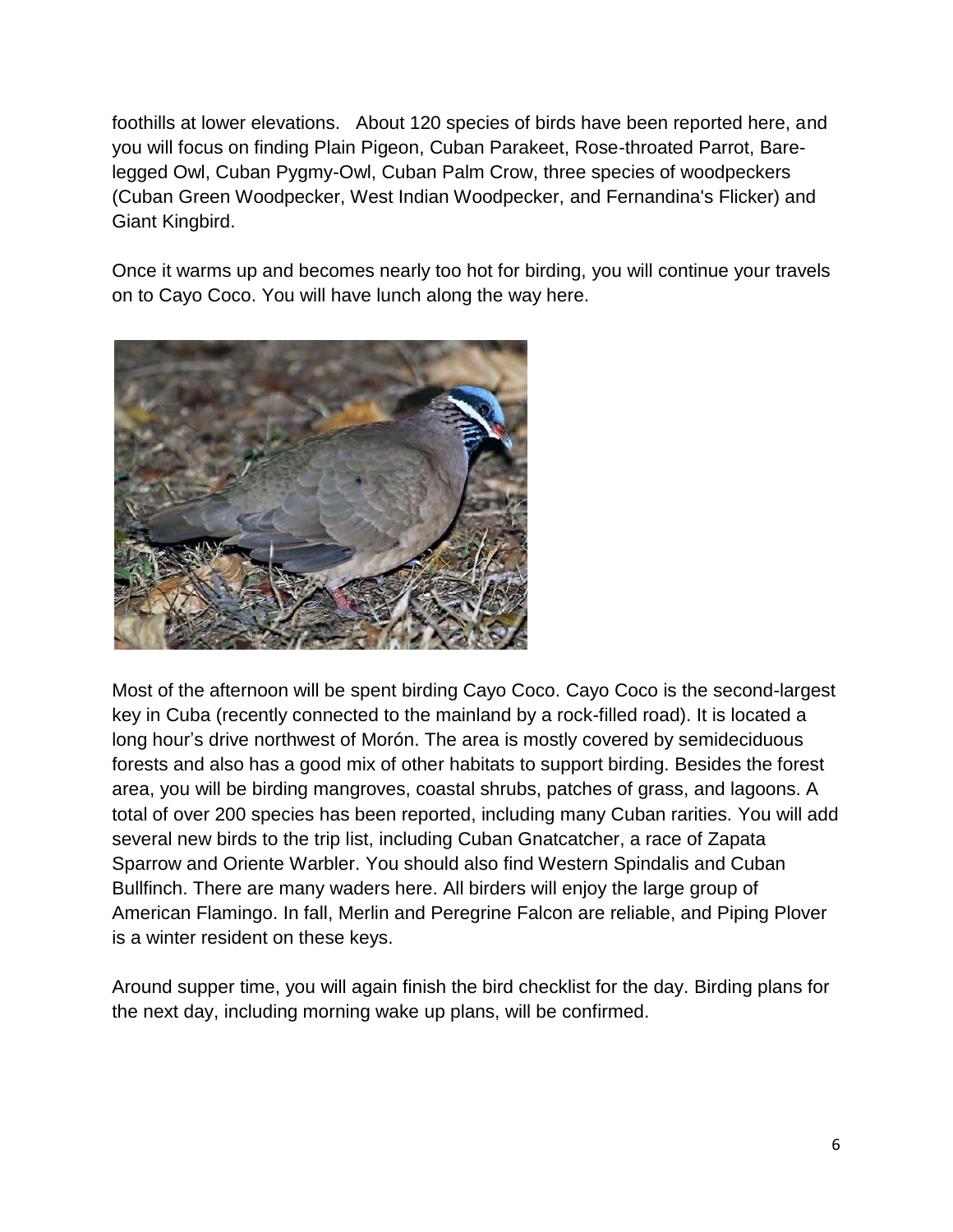foothills at lower elevations. About 120 species of birds have been reported here, and you will focus on finding Plain Pigeon, Cuban Parakeet, Rose-throated Parrot, Bare-legged Owl, Cuban Pygmy-Owl, Cuban Palm Crow, three species of woodpeckers (Cuban Green Woodpecker, West Indian Woodpecker, and Fernandina's Flicker) and Giant Kingbird.

Once it warms up and becomes nearly too hot for birding, you will continue your travels on to Cayo Coco. You will have lunch along the way here.

Most of the afternoon will be spent birding Cayo Coco. Cayo Coco is the second-largest key in Cuba (recently connected to the mainland by a rock-filled road). It is located a long hour's drive northwest of Morón. The area is mostly covered by semideciduous forests and also has a good mix of other habitats to support birding. Besides the forest area, you will be birding mangroves, coastal shrubs, patches of grass, and lagoons. A total of over 200 species has been reported, including many Cuban rarities. You will add several new birds to the trip list, including Cuban Gnatcatcher, a race of Zapata Sparrow and Oriente Warbler. You should also find Western Spindalis and Cuban Bullfinch. There are many waders here. All birders will enjoy the large group of American Flamingo. In fall, Merlin and Peregrine Falcon are reliable, and Piping Plover is a winter resident on these keys.

Around supper time, you will again finish the bird checklist for the day. Birding plans for the next day, including morning wake up plans, will be confirmed.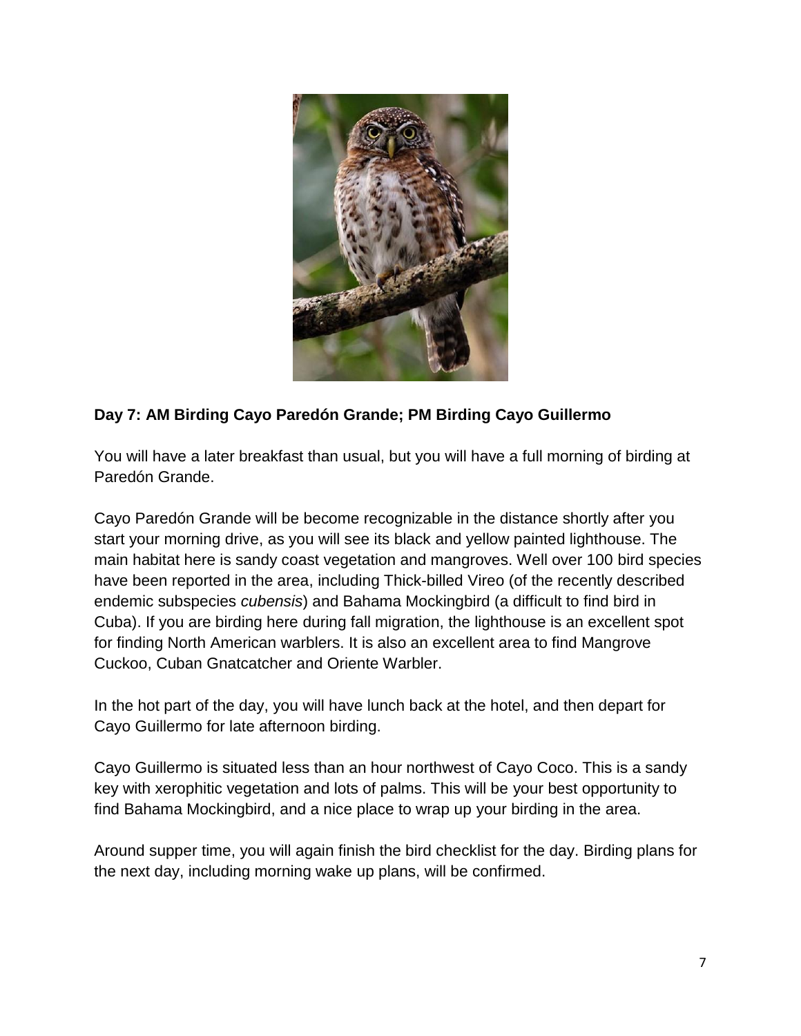**Day 7: AM Birding Cayo Paredón Grande; PM Birding Cayo Guillermo**

You will have a later breakfast than usual, but you will have a full morning of birding at Paredón Grande.

Cayo Paredón Grande will be become recognizable in the distance shortly after you start your morning drive, as you will see its black and yellow painted lighthouse. The main habitat here is sandy coast vegetation and mangroves. Well over 100 bird species have been reported in the area, including Thick-billed Vireo (of the recently described endemic subspecies *cubensis*) and Bahama Mockingbird (a difficult to find bird in Cuba). If you are birding here during fall migration, the lighthouse is an excellent spot for finding North American warblers. It is also an excellent area to find Mangrove Cuckoo, Cuban Gnatcatcher and Oriente Warbler.

In the hot part of the day, you will have lunch back at the hotel, and then depart for Cayo Guillermo for late afternoon birding.

Cayo Guillermo is situated less than an hour northwest of Cayo Coco. This is a sandy key with xerophitic vegetation and lots of palms. This will be your best opportunity to find Bahama Mockingbird, and a nice place to wrap up your birding in the area.

Around supper time, you will again finish the bird checklist for the day. Birding plans for the next day, including morning wake up plans, will be confirmed.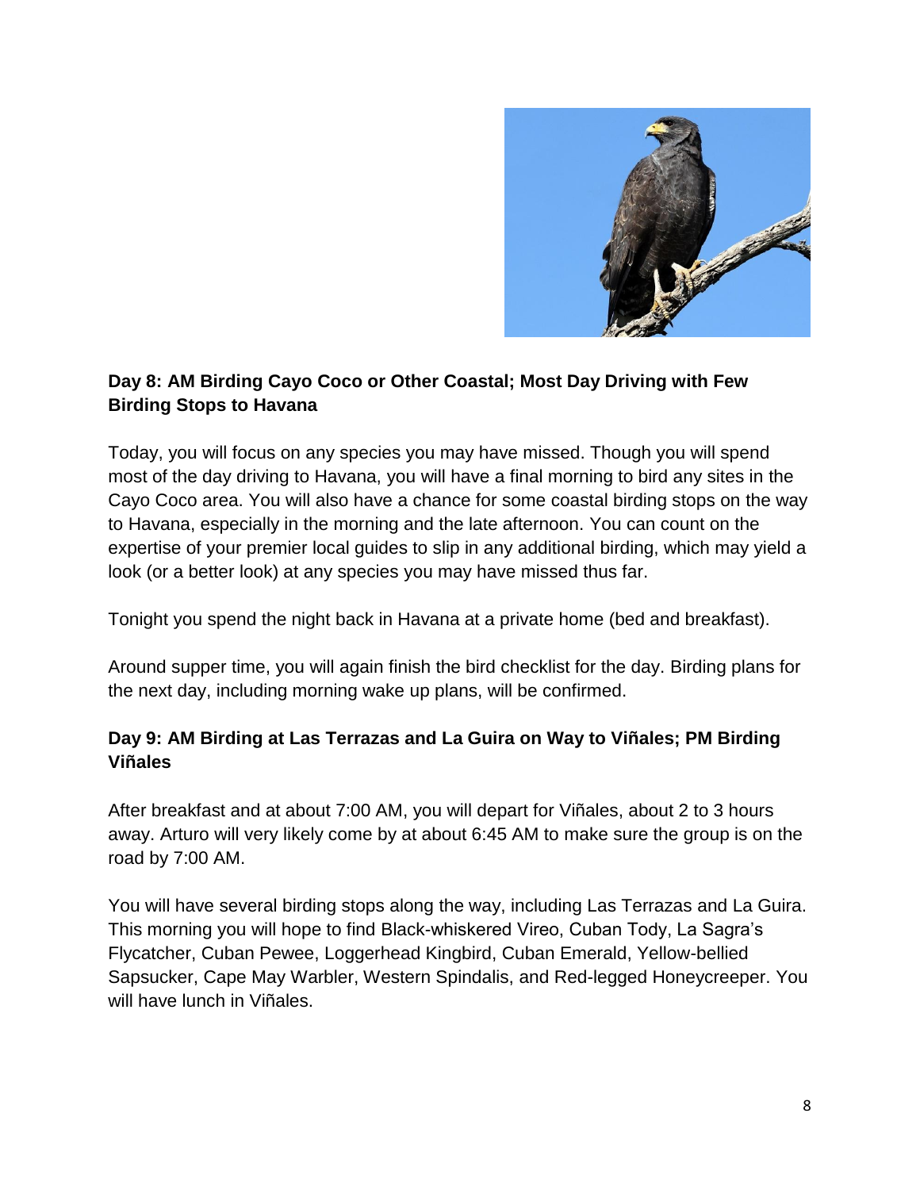**Day 8: AM Birding Cayo Coco or Other Coastal; Most Day Driving with Few Birding Stops to Havana**

Today, you will focus on any species you may have missed. Though you will spend most of the day driving to Havana, you will have a final morning to bird any sites in the Cayo Coco area. You will also have a chance for some coastal birding stops on the way to Havana, especially in the morning and the late afternoon. You can count on the expertise of your premier local guides to slip in any additional birding, which may yield a look (or a better look) at any species you may have missed thus far.

Tonight you spend the night back in Havana at a private home (bed and breakfast).

Around supper time, you will again finish the bird checklist for the day. Birding plans for the next day, including morning wake up plans, will be confirmed.

**Day 9: AM Birding at Las Terrazas and La Guira on Way to Viñales; PM Birding Viñales**

After breakfast and at about 7:00 AM, you will depart for Viñales, about 2 to 3 hours away. Arturo will very likely come by at about 6:45 AM to make sure the group is on the road by 7:00 AM.

You will have several birding stops along the way, including Las Terrazas and La Guira. This morning you will hope to find Black-whiskered Vireo, Cuban Tody, La Sagra's Flycatcher, Cuban Pewee, Loggerhead Kingbird, Cuban Emerald, Yellow-bellied Sapsucker, Cape May Warbler, Western Spindalis, and Red-legged Honeycreeper. You will have lunch in Viñales.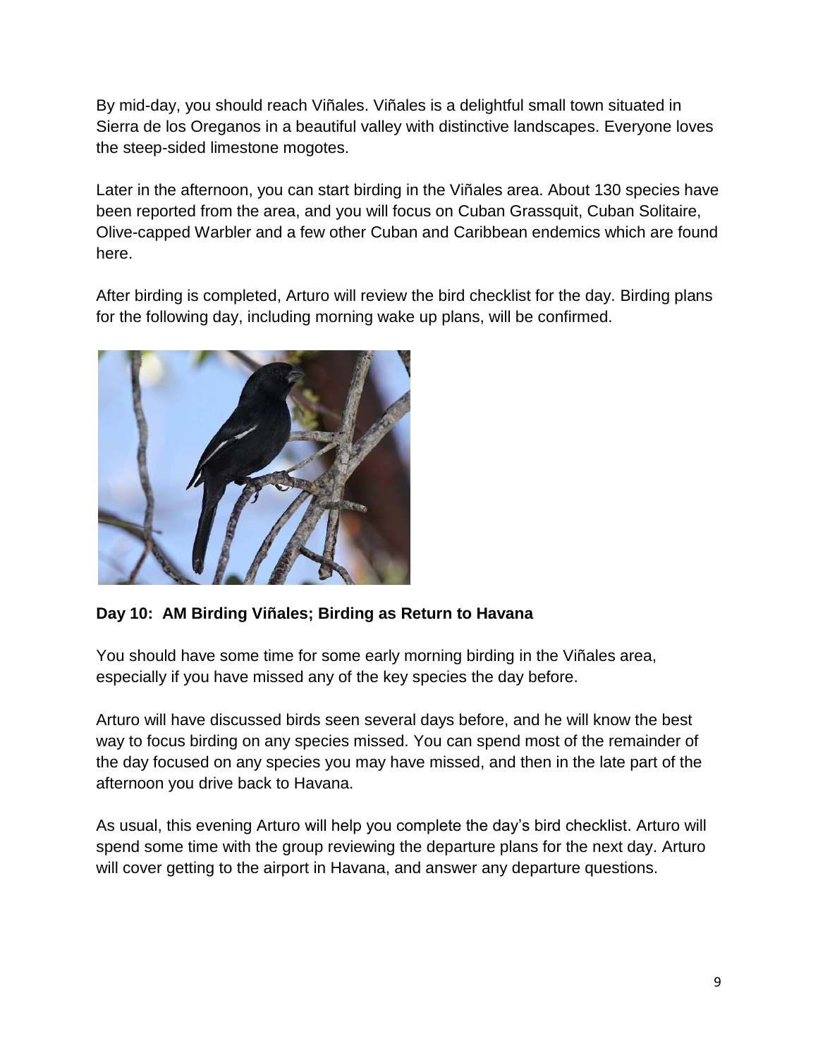By mid-day, you should reach Viñales. Viñales is a delightful small town situated in Sierra de los Oreganos in a beautiful valley with distinctive landscapes. Everyone loves the steep-sided limestone mogotes.

Later in the afternoon, you can start birding in the Viñales area. About 130 species have been reported from the area, and you will focus on Cuban Grassquit, Cuban Solitaire, Olive-capped Warbler and a few other Cuban and Caribbean endemics which are found here.

After birding is completed, Arturo will review the bird checklist for the day. Birding plans for the following day, including morning wake up plans, will be confirmed.

**Day 10: AM Birding Viñales; Birding as Return to Havana**

You should have some time for some early morning birding in the Viñales area, especially if you have missed any of the key species the day before.

Arturo will have discussed birds seen several days before, and he will know the best way to focus birding on any species missed. You can spend most of the remainder of the day focused on any species you may have missed, and then in the late part of the afternoon you drive back to Havana.

As usual, this evening Arturo will help you complete the day's bird checklist. Arturo will spend some time with the group reviewing the departure plans for the next day. Arturo will cover getting to the airport in Havana, and answer any departure questions.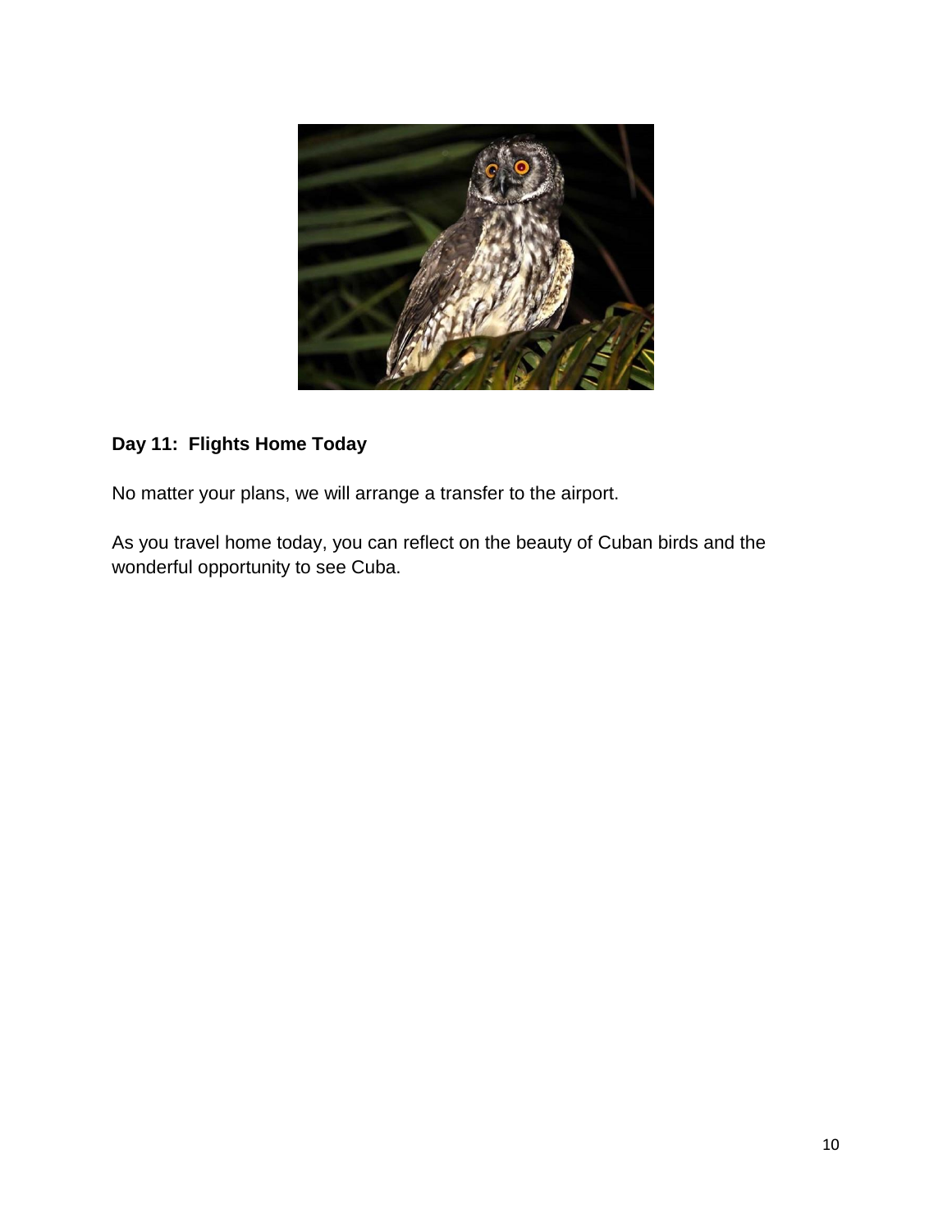**Day 11: Flights Home Today**

No matter your plans, we will arrange a transfer to the airport.

As you travel home today, you can reflect on the beauty of Cuban birds and the wonderful opportunity to see Cuba.